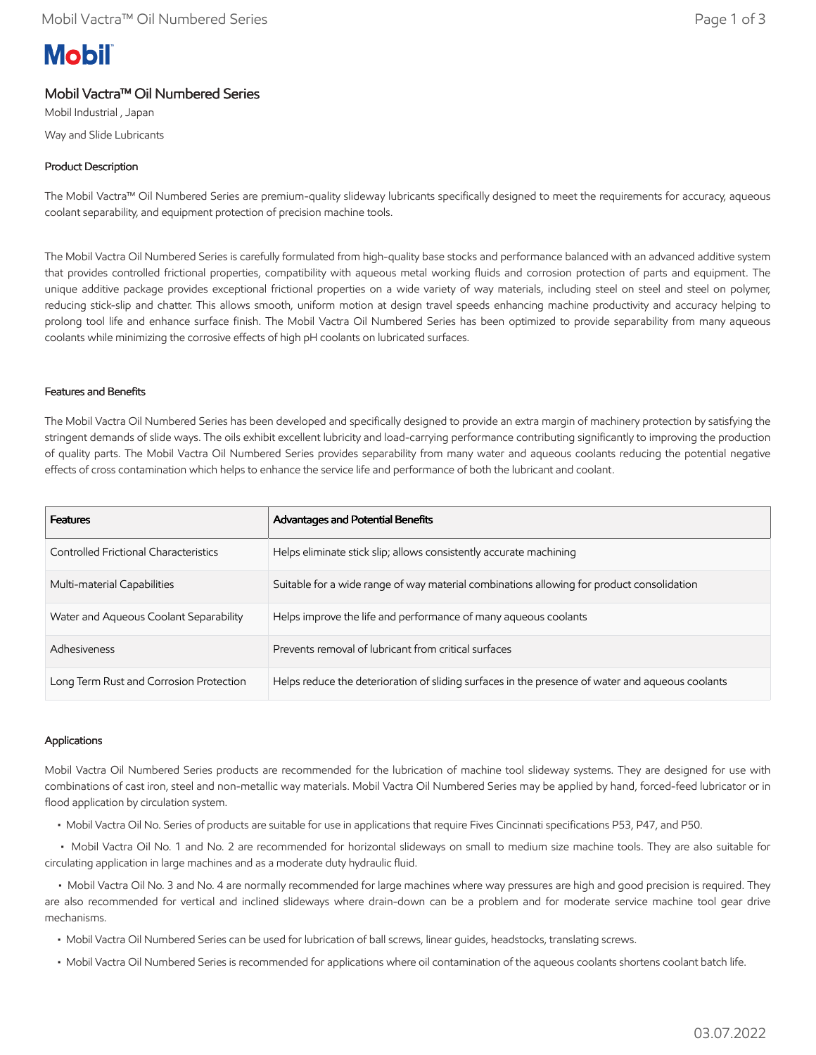Mobil

# Mobil Vactra™ Oil Numbered Series

Mobil Industrial , Japan

Way and Slide Lubricants

## Product Description

The Mobil Vactra™ Oil Numbered Series are premium-quality slideway lubricants specifically designed to meet the requirements for accuracy, aqueous coolant separability, and equipment protection of precision machine tools.

The Mobil Vactra Oil Numbered Series is carefully formulated from high-quality base stocks and performance balanced with an advanced additive system that provides controlled frictional properties, compatibility with aqueous metal working fluids and corrosion protection of parts and equipment. The unique additive package provides exceptional frictional properties on a wide variety of way materials, including steel on steel and steel on polymer, reducing stick-slip and chatter. This allows smooth, uniform motion at design travel speeds enhancing machine productivity and accuracy helping to prolong tool life and enhance surface finish. The Mobil Vactra Oil Numbered Series has been optimized to provide separability from many aqueous coolants while minimizing the corrosive effects of high pH coolants on lubricated surfaces.

## Features and Benefits

The Mobil Vactra Oil Numbered Series has been developed and specifically designed to provide an extra margin of machinery protection by satisfying the stringent demands of slide ways. The oils exhibit excellent lubricity and load-carrying performance contributing significantly to improving the production of quality parts. The Mobil Vactra Oil Numbered Series provides separability from many water and aqueous coolants reducing the potential negative effects of cross contamination which helps to enhance the service life and performance of both the lubricant and coolant.

| Features | Advantages and Potential Benefits |
|---|---|
| Controlled Frictional Characteristics | Helps eliminate stick slip; allows consistently accurate machining |
| Multi-material Capabilities | Suitable for a wide range of way material combinations allowing for product consolidation |
| Water and Aqueous Coolant Separability | Helps improve the life and performance of many aqueous coolants |
| Adhesiveness | Prevents removal of lubricant from critical surfaces |
| Long Term Rust and Corrosion Protection | Helps reduce the deterioration of sliding surfaces in the presence of water and aqueous coolants |

## Applications

Mobil Vactra Oil Numbered Series products are recommended for the lubrication of machine tool slideway systems. They are designed for use with combinations of cast iron, steel and non-metallic way materials. Mobil Vactra Oil Numbered Series may be applied by hand, forced-feed lubricator or in flood application by circulation system.

- Mobil Vactra Oil No. Series of products are suitable for use in applications that require Fives Cincinnati specifications P53, P47, and P50.
- Mobil Vactra Oil No. 1 and No. 2 are recommended for horizontal slideways on small to medium size machine tools. They are also suitable for circulating application in large machines and as a moderate duty hydraulic fluid.
- Mobil Vactra Oil No. 3 and No. 4 are normally recommended for large machines where way pressures are high and good precision is required. They are also recommended for vertical and inclined slideways where drain-down can be a problem and for moderate service machine tool gear drive mechanisms.
- Mobil Vactra Oil Numbered Series can be used for lubrication of ball screws, linear guides, headstocks, translating screws.
- Mobil Vactra Oil Numbered Series is recommended for applications where oil contamination of the aqueous coolants shortens coolant batch life.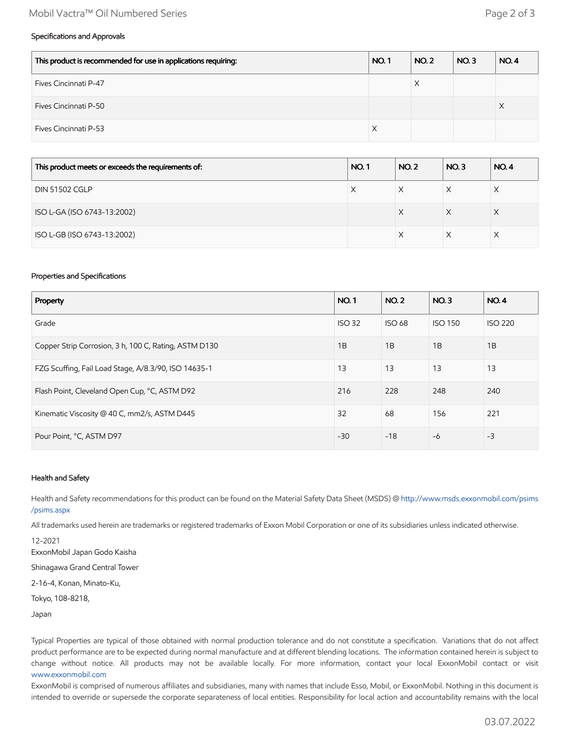### Specifications and Approvals

| This product is recommended for use in applications requiring: | NO. 1 | NO. 2 | NO. 3 | NO. 4 |
|---|---|---|---|---|
| Fives Cincinnati P-47 | | X | | |
| Fives Cincinnati P-50 | | | | X |
| Fives Cincinnati P-53 | X | | | |

| This product meets or exceeds the requirements of: | NO. 1 | NO. 2 | NO. 3 | NO. 4 |
|---|---|---|---|---|
| DIN 51502 CGLP | X | X | X | X |
| ISO L-GA (ISO 6743-13:2002) | | X | X | X |
| ISO L-GB (ISO 6743-13:2002) | | X | X | X |

### Properties and Specifications

| Property | NO. 1 | NO. 2 | NO. 3 | NO. 4 |
|---|---|---|---|---|
| Grade | ISO 32 | ISO 68 | ISO 150 | ISO 220 |
| Copper Strip Corrosion, 3 h, 100 C, Rating, ASTM D130 | 1B | 1B | 1B | 1B |
| FZG Scuffing, Fail Load Stage, A/8.3/90, ISO 14635-1 | 13 | 13 | 13 | 13 |
| Flash Point, Cleveland Open Cup, °C, ASTM D92 | 216 | 228 | 248 | 240 |
| Kinematic Viscosity @ 40 C, mm2/s, ASTM D445 | 32 | 68 | 156 | 221 |
| Pour Point, °C, ASTM D97 | -30 | -18 | -6 | -3 |

### Health and Safety

Health and Safety recommendations for this product can be found on the Material Safety Data Sheet (MSDS) @ http://www.msds.exxonmobil.com/psims/psims.aspx

All trademarks used herein are trademarks or registered trademarks of Exxon Mobil Corporation or one of its subsidiaries unless indicated otherwise.

12-2021

ExxonMobil Japan Godo Kaisha

Shinagawa Grand Central Tower

2-16-4, Konan, Minato-Ku,

Tokyo, 108-8218,

Japan

Typical Properties are typical of those obtained with normal production tolerance and do not constitute a specification. Variations that do not affect product performance are to be expected during normal manufacture and at different blending locations. The information contained herein is subject to change without notice. All products may not be available locally. For more information, contact your local ExxonMobil contact or visit www.exxonmobil.com

ExxonMobil is comprised of numerous affiliates and subsidiaries, many with names that include Esso, Mobil, or ExxonMobil. Nothing in this document is intended to override or supersede the corporate separateness of local entities. Responsibility for local action and accountability remains with the local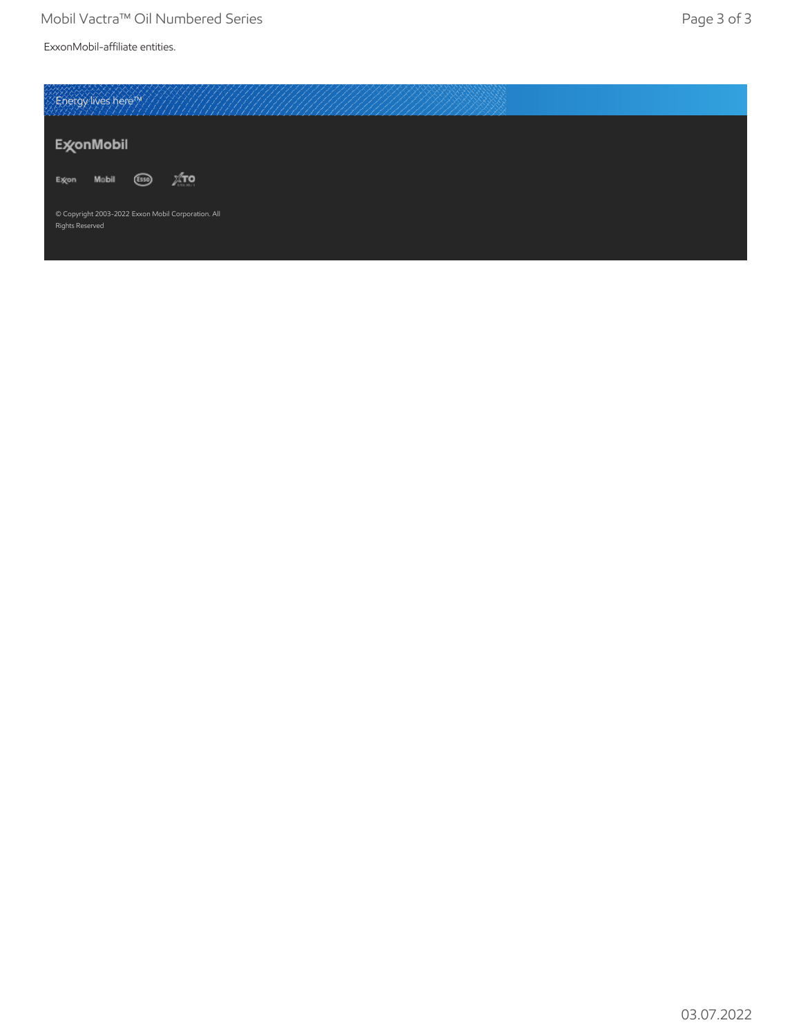ExxonMobil-affiliate entities.

Energy lives here™

ExxonMobil

Exxon Mobil Esso XTO

© Copyright 2003-2022 Exxon Mobil Corporation. All Rights Reserved

03.07.2022